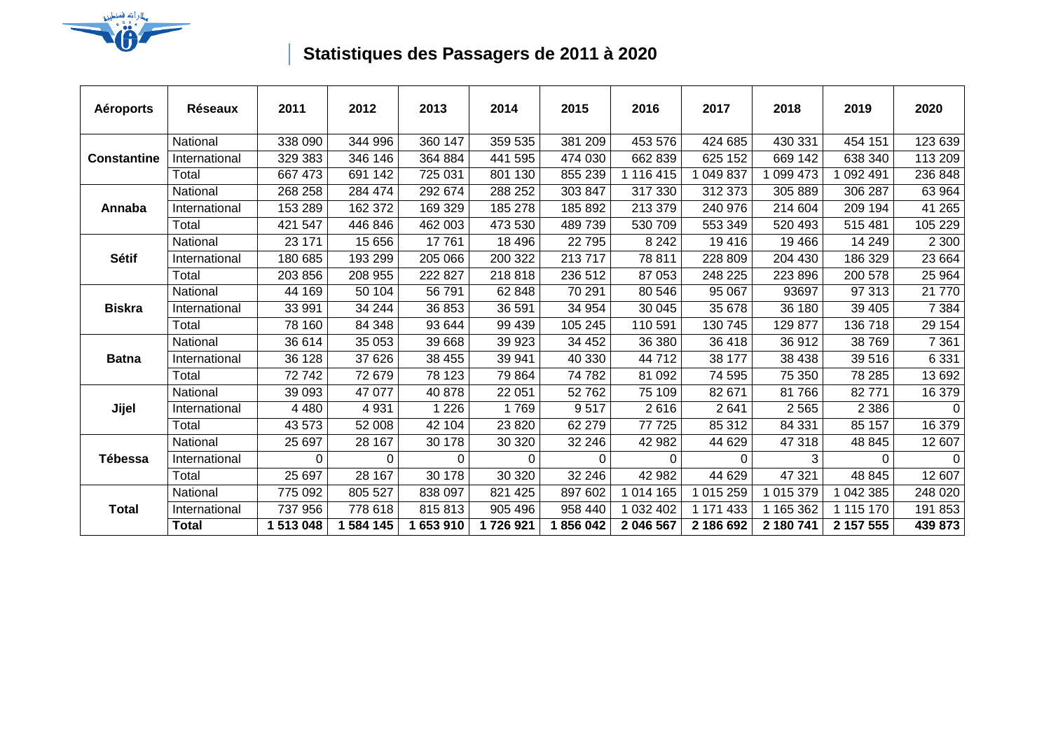## Statistiques des Passagers de 2011 à 2020

| Aéroports | Réseaux | 2011 | 2012 | 2013 | 2014 | 2015 | 2016 | 2017 | 2018 | 2019 | 2020 |
|---|---|---|---|---|---|---|---|---|---|---|---|
| **Constantine** | National | 338 090 | 344 996 | 360 147 | 359 535 | 381 209 | 453 576 | 424 685 | 430 331 | 454 151 | 123 639 |
| | International | 329 383 | 346 146 | 364 884 | 441 595 | 474 030 | 662 839 | 625 152 | 669 142 | 638 340 | 113 209 |
| | Total | 667 473 | 691 142 | 725 031 | 801 130 | 855 239 | 1 116 415 | 1 049 837 | 1 099 473 | 1 092 491 | 236 848 |
| **Annaba** | National | 268 258 | 284 474 | 292 674 | 288 252 | 303 847 | 317 330 | 312 373 | 305 889 | 306 287 | 63 964 |
| | International | 153 289 | 162 372 | 169 329 | 185 278 | 185 892 | 213 379 | 240 976 | 214 604 | 209 194 | 41 265 |
| | Total | 421 547 | 446 846 | 462 003 | 473 530 | 489 739 | 530 709 | 553 349 | 520 493 | 515 481 | 105 229 |
| **Sétif** | National | 23 171 | 15 656 | 17 761 | 18 496 | 22 795 | 8 242 | 19 416 | 19 466 | 14 249 | 2 300 |
| | International | 180 685 | 193 299 | 205 066 | 200 322 | 213 717 | 78 811 | 228 809 | 204 430 | 186 329 | 23 664 |
| | Total | 203 856 | 208 955 | 222 827 | 218 818 | 236 512 | 87 053 | 248 225 | 223 896 | 200 578 | 25 964 |
| **Biskra** | National | 44 169 | 50 104 | 56 791 | 62 848 | 70 291 | 80 546 | 95 067 | 93697 | 97 313 | 21 770 |
| | International | 33 991 | 34 244 | 36 853 | 36 591 | 34 954 | 30 045 | 35 678 | 36 180 | 39 405 | 7 384 |
| | Total | 78 160 | 84 348 | 93 644 | 99 439 | 105 245 | 110 591 | 130 745 | 129 877 | 136 718 | 29 154 |
| **Batna** | National | 36 614 | 35 053 | 39 668 | 39 923 | 34 452 | 36 380 | 36 418 | 36 912 | 38 769 | 7 361 |
| | International | 36 128 | 37 626 | 38 455 | 39 941 | 40 330 | 44 712 | 38 177 | 38 438 | 39 516 | 6 331 |
| | Total | 72 742 | 72 679 | 78 123 | 79 864 | 74 782 | 81 092 | 74 595 | 75 350 | 78 285 | 13 692 |
| **Jijel** | National | 39 093 | 47 077 | 40 878 | 22 051 | 52 762 | 75 109 | 82 671 | 81 766 | 82 771 | 16 379 |
| | International | 4 480 | 4 931 | 1 226 | 1 769 | 9 517 | 2 616 | 2 641 | 2 565 | 2 386 | 0 |
| | Total | 43 573 | 52 008 | 42 104 | 23 820 | 62 279 | 77 725 | 85 312 | 84 331 | 85 157 | 16 379 |
| **Tébessa** | National | 25 697 | 28 167 | 30 178 | 30 320 | 32 246 | 42 982 | 44 629 | 47 318 | 48 845 | 12 607 |
| | International | 0 | 0 | 0 | 0 | 0 | 0 | 0 | 3 | 0 | 0 |
| | Total | 25 697 | 28 167 | 30 178 | 30 320 | 32 246 | 42 982 | 44 629 | 47 321 | 48 845 | 12 607 |
| **Total** | National | 775 092 | 805 527 | 838 097 | 821 425 | 897 602 | 1 014 165 | 1 015 259 | 1 015 379 | 1 042 385 | 248 020 |
| | International | 737 956 | 778 618 | 815 813 | 905 496 | 958 440 | 1 032 402 | 1 171 433 | 1 165 362 | 1 115 170 | 191 853 |
| | **Total** | **1 513 048** | **1 584 145** | **1 653 910** | **1 726 921** | **1 856 042** | **2 046 567** | **2 186 692** | **2 180 741** | **2 157 555** | **439 873** |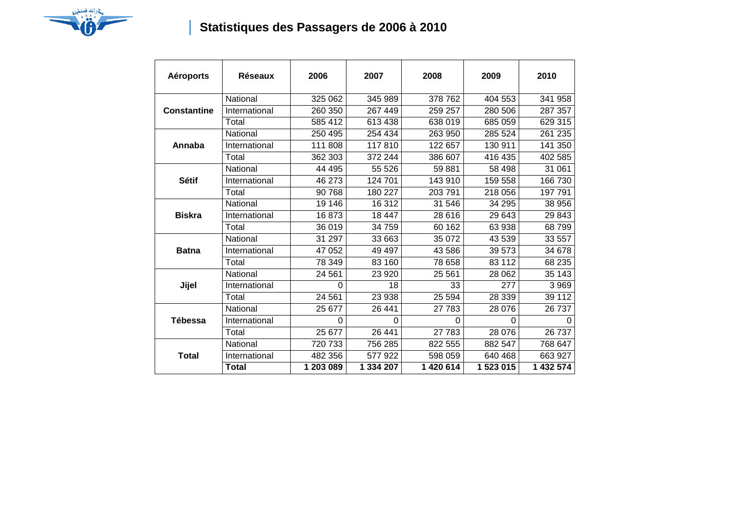# Statistiques des Passagers de 2006 à 2010

| Aéroports | Réseaux | 2006 | 2007 | 2008 | 2009 | 2010 |
|---|---|---|---|---|---|---|
| Constantine | National | 325 062 | 345 989 | 378 762 | 404 553 | 341 958 |
| | International | 260 350 | 267 449 | 259 257 | 280 506 | 287 357 |
| | Total | 585 412 | 613 438 | 638 019 | 685 059 | 629 315 |
| Annaba | National | 250 495 | 254 434 | 263 950 | 285 524 | 261 235 |
| | International | 111 808 | 117 810 | 122 657 | 130 911 | 141 350 |
| | Total | 362 303 | 372 244 | 386 607 | 416 435 | 402 585 |
| Sétif | National | 44 495 | 55 526 | 59 881 | 58 498 | 31 061 |
| | International | 46 273 | 124 701 | 143 910 | 159 558 | 166 730 |
| | Total | 90 768 | 180 227 | 203 791 | 218 056 | 197 791 |
| Biskra | National | 19 146 | 16 312 | 31 546 | 34 295 | 38 956 |
| | International | 16 873 | 18 447 | 28 616 | 29 643 | 29 843 |
| | Total | 36 019 | 34 759 | 60 162 | 63 938 | 68 799 |
| Batna | National | 31 297 | 33 663 | 35 072 | 43 539 | 33 557 |
| | International | 47 052 | 49 497 | 43 586 | 39 573 | 34 678 |
| | Total | 78 349 | 83 160 | 78 658 | 83 112 | 68 235 |
| Jijel | National | 24 561 | 23 920 | 25 561 | 28 062 | 35 143 |
| | International | 0 | 18 | 33 | 277 | 3 969 |
| | Total | 24 561 | 23 938 | 25 594 | 28 339 | 39 112 |
| Tébessa | National | 25 677 | 26 441 | 27 783 | 28 076 | 26 737 |
| | International | 0 | 0 | 0 | 0 | 0 |
| | Total | 25 677 | 26 441 | 27 783 | 28 076 | 26 737 |
| Total | National | 720 733 | 756 285 | 822 555 | 882 547 | 768 647 |
| | International | 482 356 | 577 922 | 598 059 | 640 468 | 663 927 |
| | **Total** | **1 203 089** | **1 334 207** | **1 420 614** | **1 523 015** | **1 432 574** |